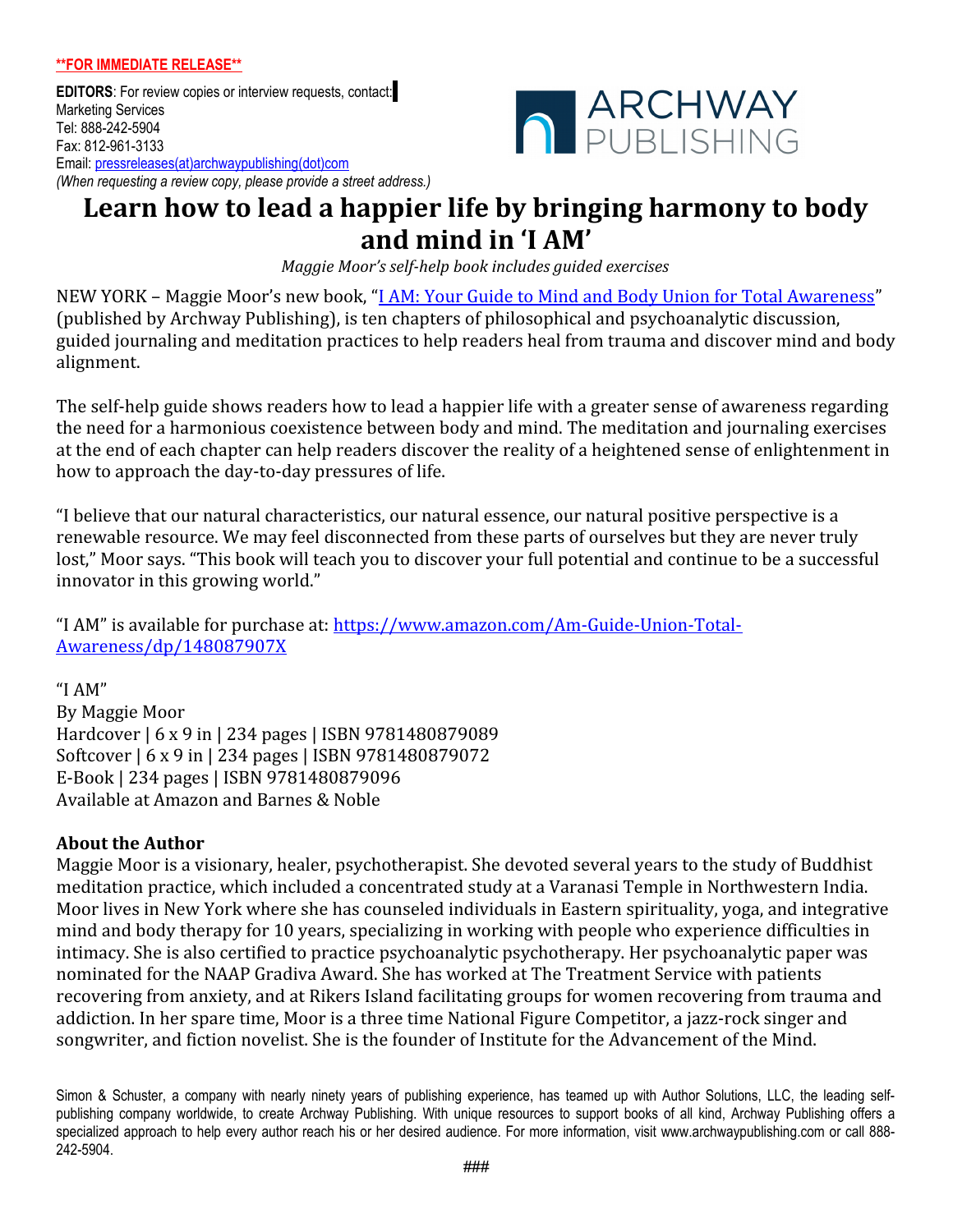**\*\*FOR IMMEDIATE RELEASE\*\***

**EDITORS**: For review copies or interview requests, contact:
Marketing Services
Tel: 888-242-5904
Fax: 812-961-3133
Email: pressreleases(at)archwaypublishing(dot)com
*(When requesting a review copy, please provide a street address.)*

ARCHWAY PUBLISHING

# Learn how to lead a happier life by bringing harmony to body and mind in 'I AM'

*Maggie Moor's self-help book includes guided exercises*

NEW YORK – Maggie Moor's new book, "I AM: Your Guide to Mind and Body Union for Total Awareness" (published by Archway Publishing), is ten chapters of philosophical and psychoanalytic discussion, guided journaling and meditation practices to help readers heal from trauma and discover mind and body alignment.

The self-help guide shows readers how to lead a happier life with a greater sense of awareness regarding the need for a harmonious coexistence between body and mind. The meditation and journaling exercises at the end of each chapter can help readers discover the reality of a heightened sense of enlightenment in how to approach the day-to-day pressures of life.

"I believe that our natural characteristics, our natural essence, our natural positive perspective is a renewable resource. We may feel disconnected from these parts of ourselves but they are never truly lost," Moor says. "This book will teach you to discover your full potential and continue to be a successful innovator in this growing world."

"I AM" is available for purchase at: https://www.amazon.com/Am-Guide-Union-Total-Awareness/dp/148087907X

"I AM"
By Maggie Moor
Hardcover | 6 x 9 in | 234 pages | ISBN 9781480879089
Softcover | 6 x 9 in | 234 pages | ISBN 9781480879072
E-Book | 234 pages | ISBN 9781480879096
Available at Amazon and Barnes & Noble

**About the Author**

Maggie Moor is a visionary, healer, psychotherapist. She devoted several years to the study of Buddhist meditation practice, which included a concentrated study at a Varanasi Temple in Northwestern India. Moor lives in New York where she has counseled individuals in Eastern spirituality, yoga, and integrative mind and body therapy for 10 years, specializing in working with people who experience difficulties in intimacy. She is also certified to practice psychoanalytic psychotherapy. Her psychoanalytic paper was nominated for the NAAP Gradiva Award. She has worked at The Treatment Service with patients recovering from anxiety, and at Rikers Island facilitating groups for women recovering from trauma and addiction. In her spare time, Moor is a three time National Figure Competitor, a jazz-rock singer and songwriter, and fiction novelist. She is the founder of Institute for the Advancement of the Mind.

Simon & Schuster, a company with nearly ninety years of publishing experience, has teamed up with Author Solutions, LLC, the leading self-publishing company worldwide, to create Archway Publishing. With unique resources to support books of all kind, Archway Publishing offers a specialized approach to help every author reach his or her desired audience. For more information, visit www.archwaypublishing.com or call 888-242-5904.

###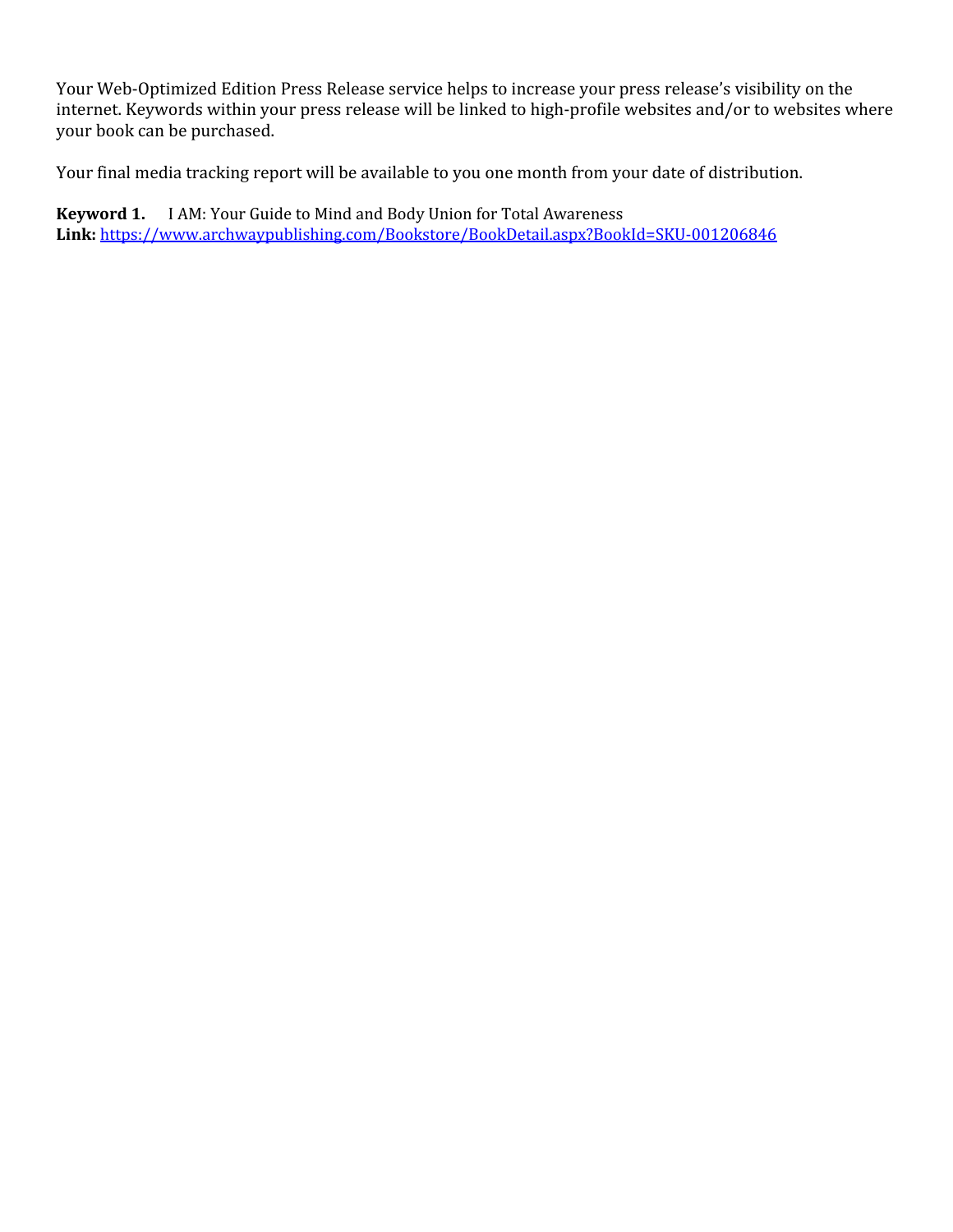Your Web-Optimized Edition Press Release service helps to increase your press release's visibility on the internet. Keywords within your press release will be linked to high-profile websites and/or to websites where your book can be purchased.

Your final media tracking report will be available to you one month from your date of distribution.

**Keyword 1.** I AM: Your Guide to Mind and Body Union for Total Awareness
**Link:** https://www.archwaypublishing.com/Bookstore/BookDetail.aspx?BookId=SKU-001206846